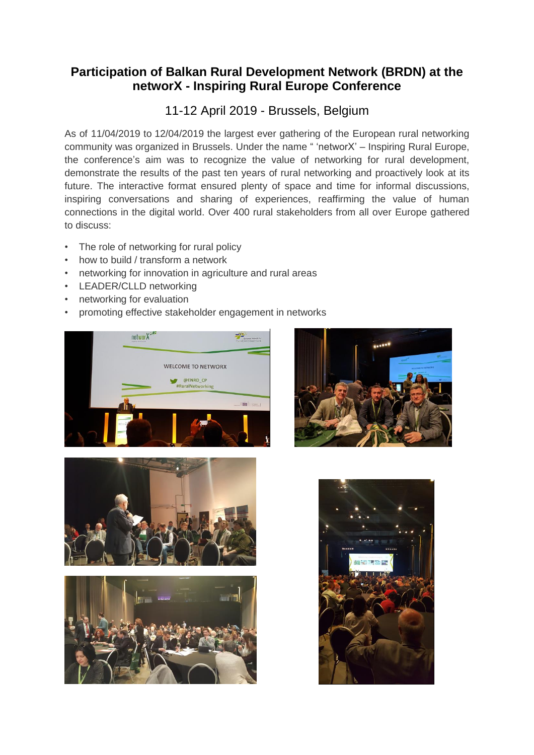# Participation of Balkan Rural Development Network (BRDN) at the networX - Inspiring Rural Europe Conference

## 11-12 April 2019 - Brussels, Belgium

As of 11/04/2019 to 12/04/2019 the largest ever gathering of the European rural networking community was organized in Brussels. Under the name " 'networX' – Inspiring Rural Europe, the conference's aim was to recognize the value of networking for rural development, demonstrate the results of the past ten years of rural networking and proactively look at its future. The interactive format ensured plenty of space and time for informal discussions, inspiring conversations and sharing of experiences, reaffirming the value of human connections in the digital world. Over 400 rural stakeholders from all over Europe gathered to discuss:

- The role of networking for rural policy
- how to build / transform a network
- networking for innovation in agriculture and rural areas
- LEADER/CLLD networking
- networking for evaluation
- promoting effective stakeholder engagement in networks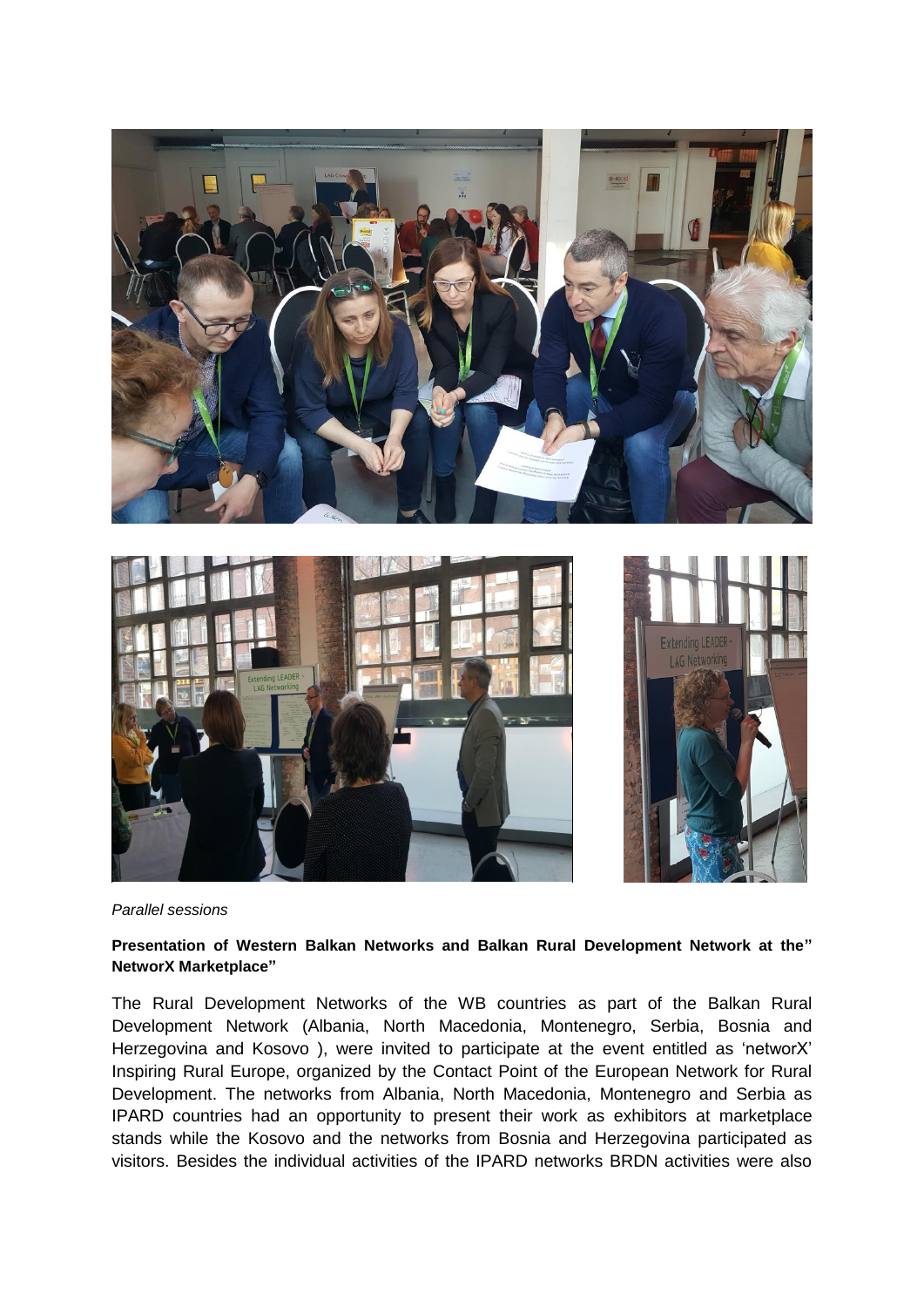*Parallel sessions*

**Presentation of Western Balkan Networks and Balkan Rural Development Network at the" NetworX Marketplace"**

The Rural Development Networks of the WB countries as part of the Balkan Rural Development Network (Albania, North Macedonia, Montenegro, Serbia, Bosnia and Herzegovina and Kosovo ), were invited to participate at the event entitled as 'networX' Inspiring Rural Europe, organized by the Contact Point of the European Network for Rural Development. The networks from Albania, North Macedonia, Montenegro and Serbia as IPARD countries had an opportunity to present their work as exhibitors at marketplace stands while the Kosovo and the networks from Bosnia and Herzegovina participated as visitors. Besides the individual activities of the IPARD networks BRDN activities were also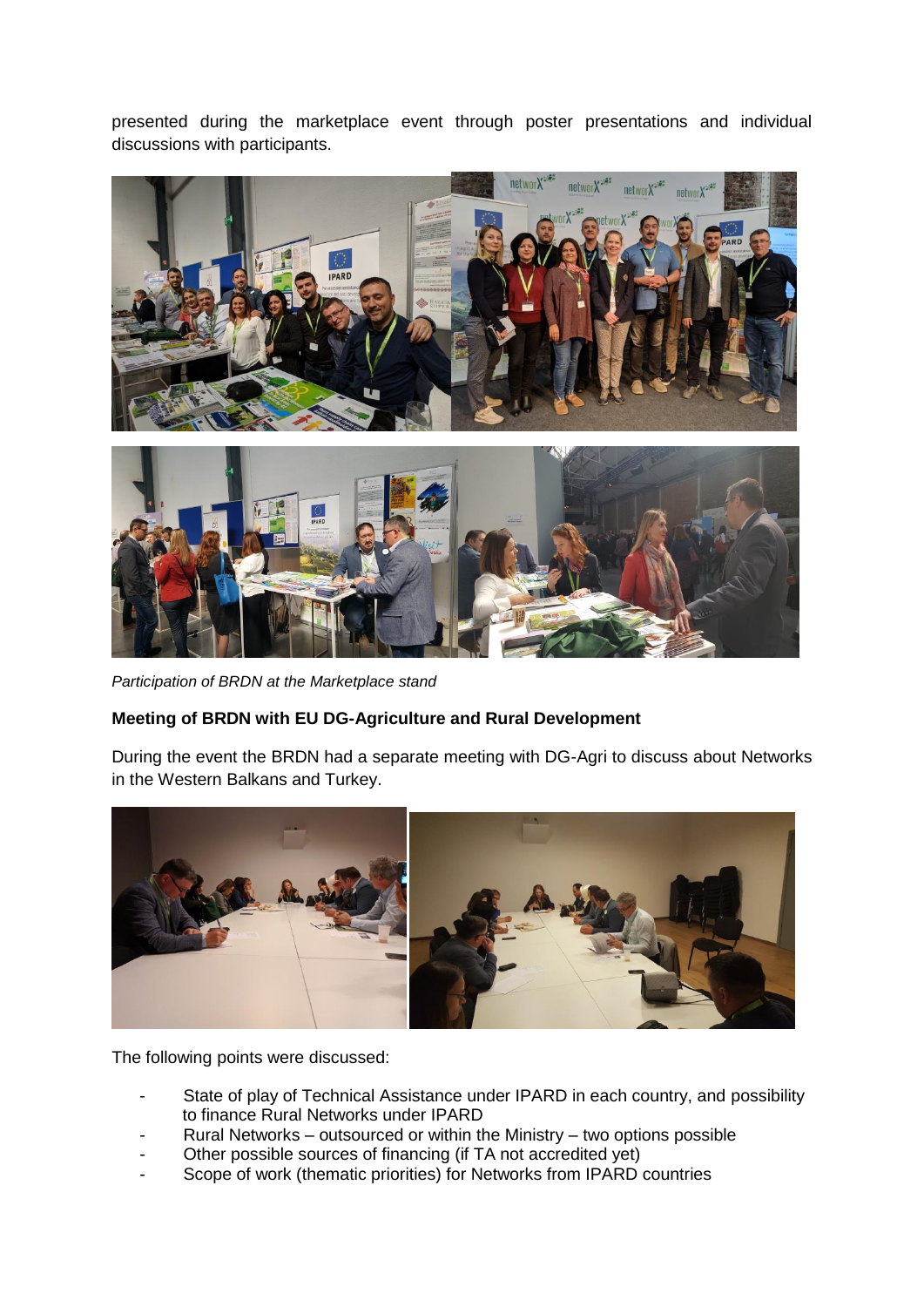presented during the marketplace event through poster presentations and individual discussions with participants.

*Participation of BRDN at the Marketplace stand*

**Meeting of BRDN with EU DG-Agriculture and Rural Development**

During the event the BRDN had a separate meeting with DG-Agri to discuss about Networks in the Western Balkans and Turkey.

The following points were discussed:

- State of play of Technical Assistance under IPARD in each country, and possibility to finance Rural Networks under IPARD
- Rural Networks – outsourced or within the Ministry – two options possible
- Other possible sources of financing (if TA not accredited yet)
- Scope of work (thematic priorities) for Networks from IPARD countries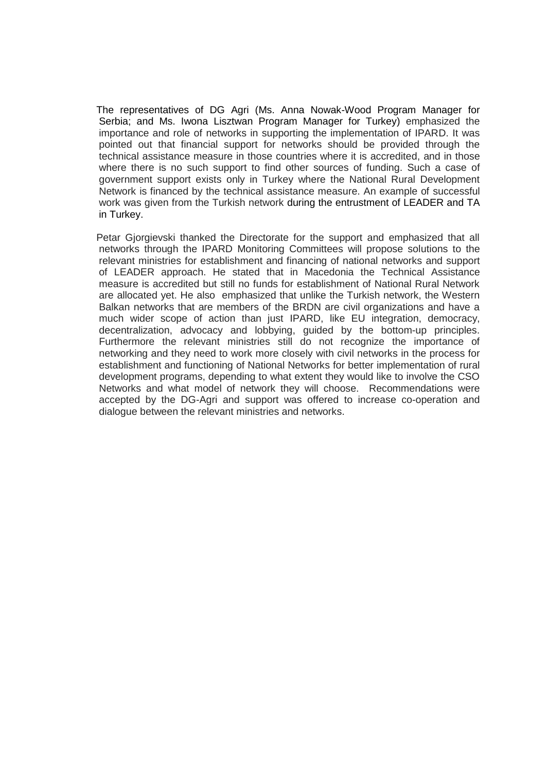The representatives of DG Agri (Ms. Anna Nowak-Wood Program Manager for Serbia; and Ms. Iwona Lisztwan Program Manager for Turkey) emphasized the importance and role of networks in supporting the implementation of IPARD. It was pointed out that financial support for networks should be provided through the technical assistance measure in those countries where it is accredited, and in those where there is no such support to find other sources of funding. Such a case of government support exists only in Turkey where the National Rural Development Network is financed by the technical assistance measure. An example of successful work was given from the Turkish network during the entrustment of LEADER and TA in Turkey.

Petar Gjorgievski thanked the Directorate for the support and emphasized that all networks through the IPARD Monitoring Committees will propose solutions to the relevant ministries for establishment and financing of national networks and support of LEADER approach. He stated that in Macedonia the Technical Assistance measure is accredited but still no funds for establishment of National Rural Network are allocated yet. He also emphasized that unlike the Turkish network, the Western Balkan networks that are members of the BRDN are civil organizations and have a much wider scope of action than just IPARD, like EU integration, democracy, decentralization, advocacy and lobbying, guided by the bottom-up principles. Furthermore the relevant ministries still do not recognize the importance of networking and they need to work more closely with civil networks in the process for establishment and functioning of National Networks for better implementation of rural development programs, depending to what extent they would like to involve the CSO Networks and what model of network they will choose. Recommendations were accepted by the DG-Agri and support was offered to increase co-operation and dialogue between the relevant ministries and networks.